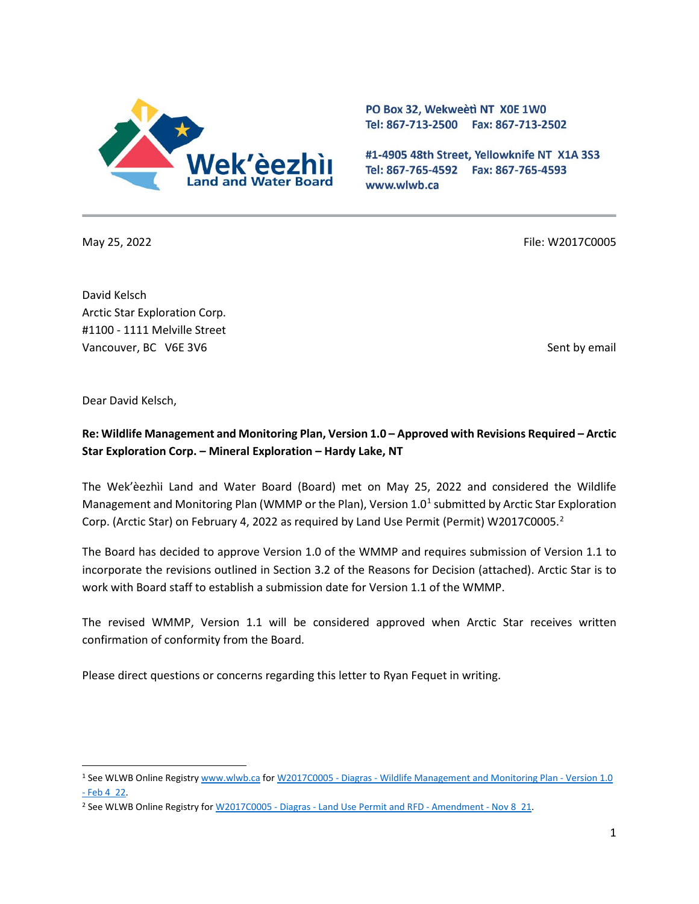Wek'èezhìı Land and Water Board

PO Box 32, Wekweètì NT X0E 1W0
Tel: 867-713-2500 Fax: 867-713-2502

#1-4905 48th Street, Yellowknife NT X1A 3S3
Tel: 867-765-4592 Fax: 867-765-4593
www.wlwb.ca

May 25, 2022

File: W2017C0005

David Kelsch
Arctic Star Exploration Corp.
#1100 - 1111 Melville Street
Vancouver, BC V6E 3V6

Sent by email

Dear David Kelsch,

**Re: Wildlife Management and Monitoring Plan, Version 1.0 – Approved with Revisions Required – Arctic Star Exploration Corp. – Mineral Exploration – Hardy Lake, NT**

The Wek'èezhìı Land and Water Board (Board) met on May 25, 2022 and considered the Wildlife Management and Monitoring Plan (WMMP or the Plan), Version 1.0[1] submitted by Arctic Star Exploration Corp. (Arctic Star) on February 4, 2022 as required by Land Use Permit (Permit) W2017C0005.[2]

The Board has decided to approve Version 1.0 of the WMMP and requires submission of Version 1.1 to incorporate the revisions outlined in Section 3.2 of the Reasons for Decision (attached). Arctic Star is to work with Board staff to establish a submission date for Version 1.1 of the WMMP.

The revised WMMP, Version 1.1 will be considered approved when Arctic Star receives written confirmation of conformity from the Board.

Please direct questions or concerns regarding this letter to Ryan Fequet in writing.

---

[1] See WLWB Online Registry www.wlwb.ca for W2017C0005 - Diagras - Wildlife Management and Monitoring Plan - Version 1.0 - Feb 4 22.

[2] See WLWB Online Registry for W2017C0005 - Diagras - Land Use Permit and RFD - Amendment - Nov 8 21.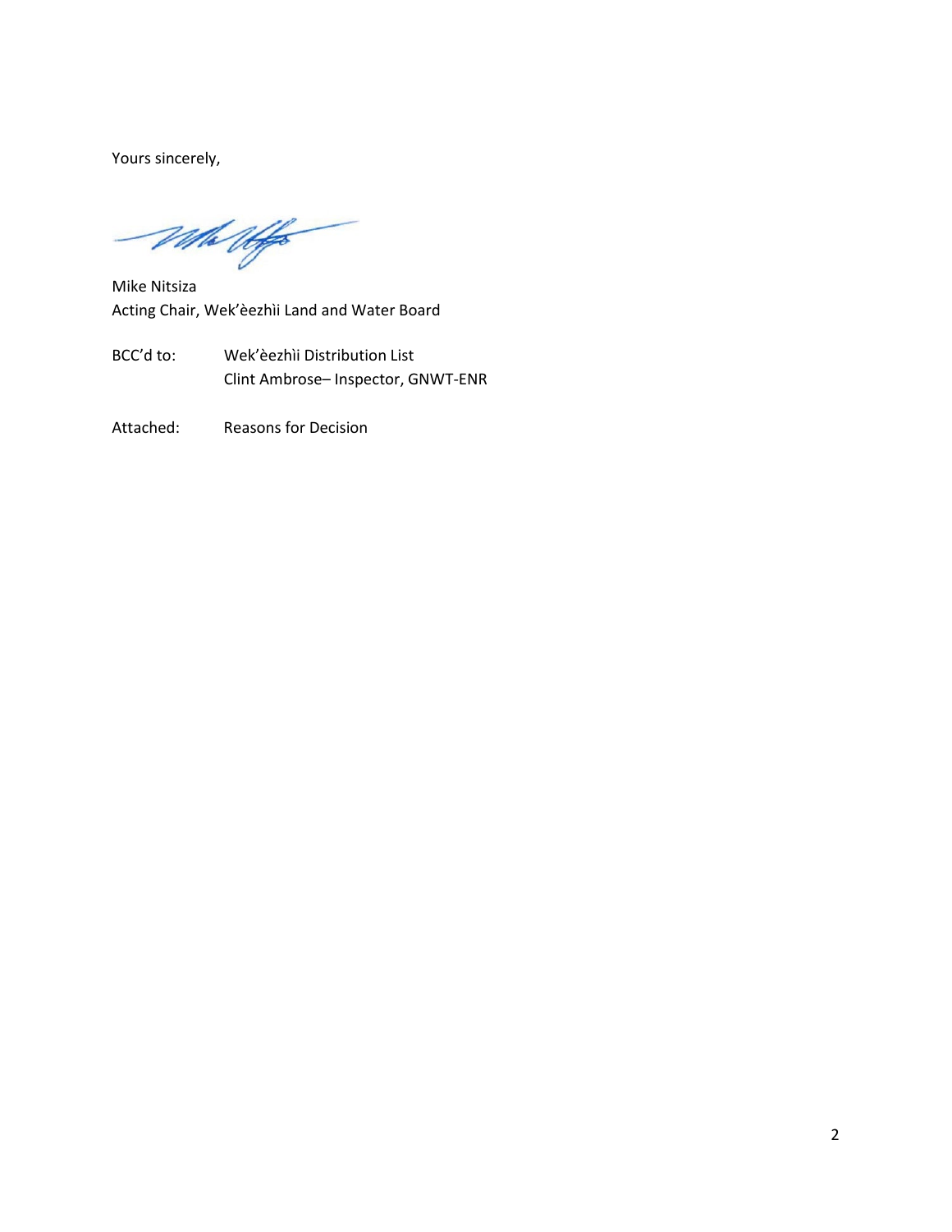Yours sincerely,

Mike Nitsiza
Acting Chair, Wek'èezhìi Land and Water Board

BCC'd to: Wek'èezhìi Distribution List
Clint Ambrose– Inspector, GNWT-ENR

Attached: Reasons for Decision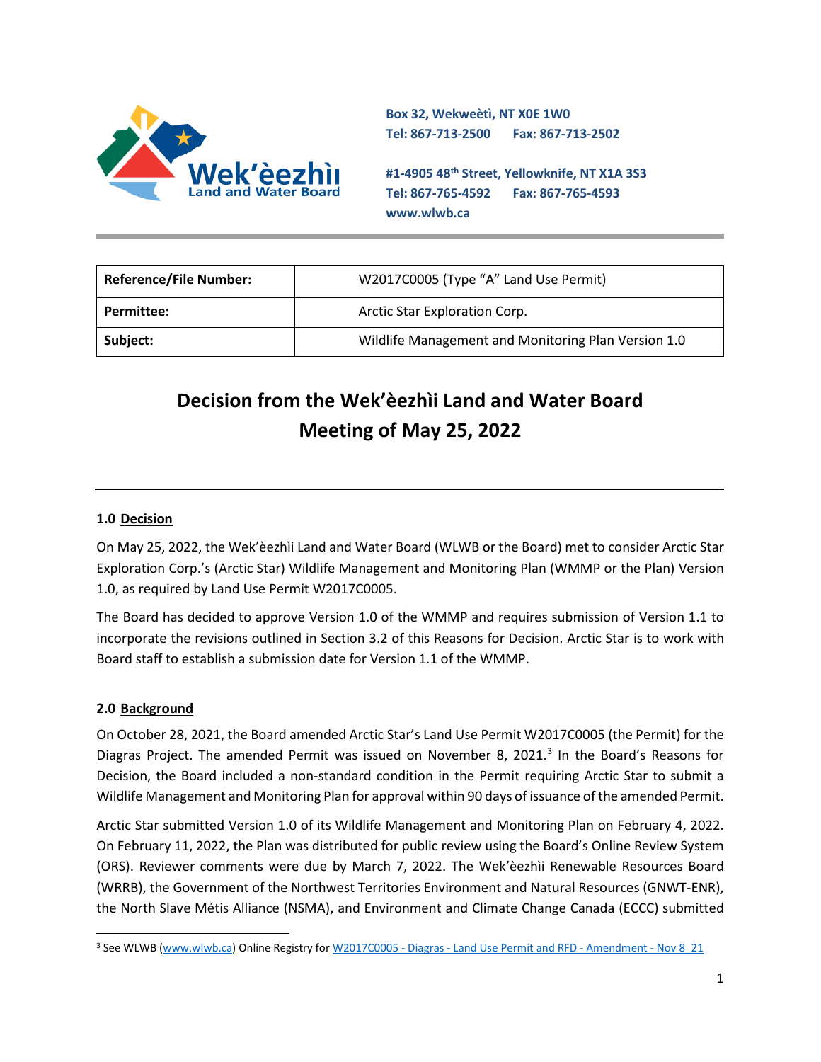Box 32, Wekweètì, NT X0E 1W0
Tel: 867-713-2500 Fax: 867-713-2502

#1-4905 48th Street, Yellowknife, NT X1A 3S3
Tel: 867-765-4592 Fax: 867-765-4593
www.wlwb.ca

| Reference/File Number: | W2017C0005 (Type "A" Land Use Permit) |
|---|---|
| Permittee: | Arctic Star Exploration Corp. |
| Subject: | Wildlife Management and Monitoring Plan Version 1.0 |

# Decision from the Wek'èezhìi Land and Water Board Meeting of May 25, 2022

## 1.0 Decision

On May 25, 2022, the Wek'èezhìi Land and Water Board (WLWB or the Board) met to consider Arctic Star Exploration Corp.'s (Arctic Star) Wildlife Management and Monitoring Plan (WMMP or the Plan) Version 1.0, as required by Land Use Permit W2017C0005.

The Board has decided to approve Version 1.0 of the WMMP and requires submission of Version 1.1 to incorporate the revisions outlined in Section 3.2 of this Reasons for Decision. Arctic Star is to work with Board staff to establish a submission date for Version 1.1 of the WMMP.

## 2.0 Background

On October 28, 2021, the Board amended Arctic Star's Land Use Permit W2017C0005 (the Permit) for the Diagras Project. The amended Permit was issued on November 8, 2021.[3] In the Board's Reasons for Decision, the Board included a non-standard condition in the Permit requiring Arctic Star to submit a Wildlife Management and Monitoring Plan for approval within 90 days of issuance of the amended Permit.

Arctic Star submitted Version 1.0 of its Wildlife Management and Monitoring Plan on February 4, 2022. On February 11, 2022, the Plan was distributed for public review using the Board's Online Review System (ORS). Reviewer comments were due by March 7, 2022. The Wek'èezhìi Renewable Resources Board (WRRB), the Government of the Northwest Territories Environment and Natural Resources (GNWT-ENR), the North Slave Métis Alliance (NSMA), and Environment and Climate Change Canada (ECCC) submitted

[3] See WLWB (www.wlwb.ca) Online Registry for W2017C0005 - Diagras - Land Use Permit and RFD - Amendment - Nov 8_21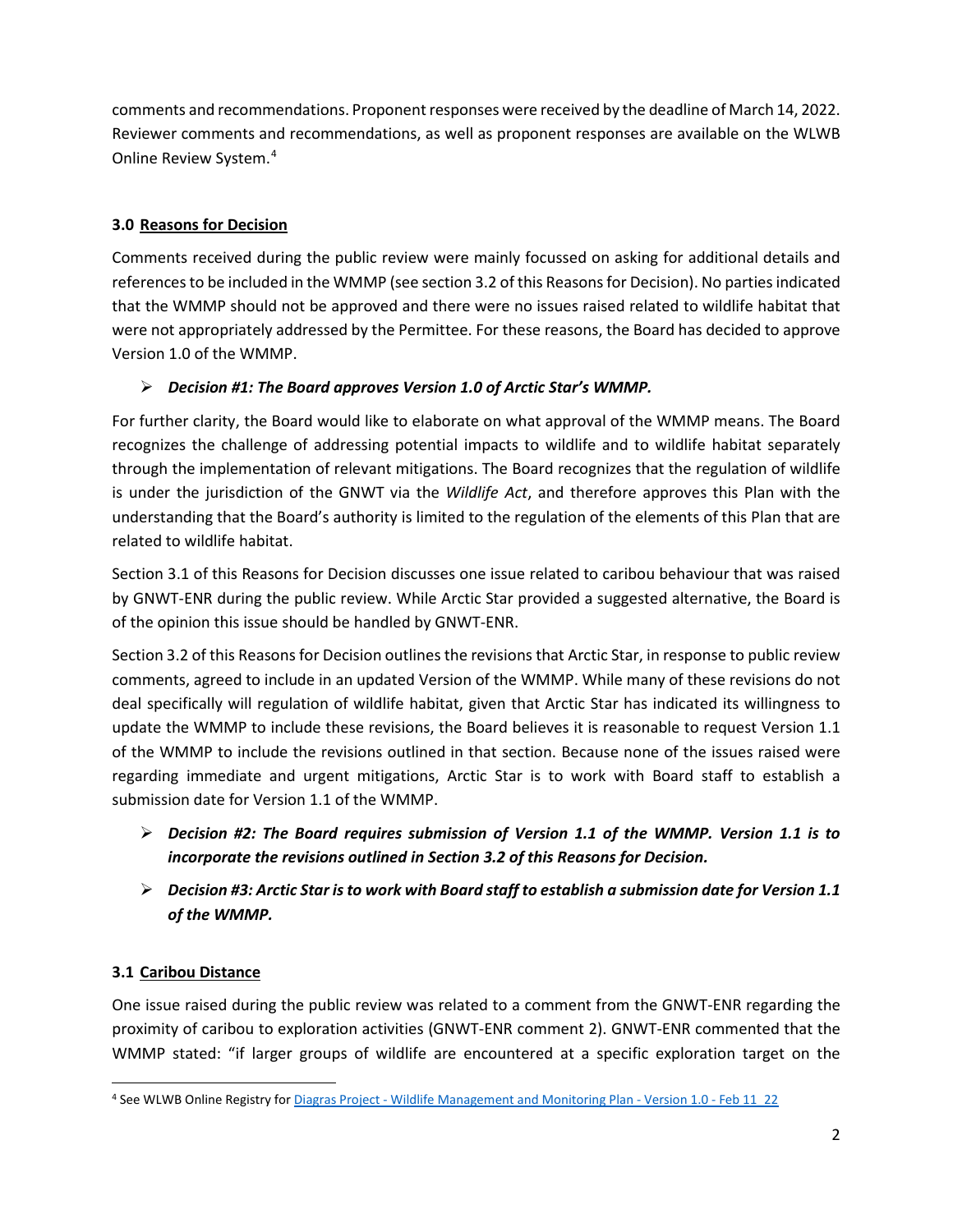comments and recommendations. Proponent responses were received by the deadline of March 14, 2022. Reviewer comments and recommendations, as well as proponent responses are available on the WLWB Online Review System.[4]

## 3.0 Reasons for Decision

Comments received during the public review were mainly focussed on asking for additional details and references to be included in the WMMP (see section 3.2 of this Reasons for Decision). No parties indicated that the WMMP should not be approved and there were no issues raised related to wildlife habitat that were not appropriately addressed by the Permittee. For these reasons, the Board has decided to approve Version 1.0 of the WMMP.

- ***Decision #1: The Board approves Version 1.0 of Arctic Star's WMMP.***

For further clarity, the Board would like to elaborate on what approval of the WMMP means. The Board recognizes the challenge of addressing potential impacts to wildlife and to wildlife habitat separately through the implementation of relevant mitigations. The Board recognizes that the regulation of wildlife is under the jurisdiction of the GNWT via the *Wildlife Act*, and therefore approves this Plan with the understanding that the Board's authority is limited to the regulation of the elements of this Plan that are related to wildlife habitat.

Section 3.1 of this Reasons for Decision discusses one issue related to caribou behaviour that was raised by GNWT-ENR during the public review. While Arctic Star provided a suggested alternative, the Board is of the opinion this issue should be handled by GNWT-ENR.

Section 3.2 of this Reasons for Decision outlines the revisions that Arctic Star, in response to public review comments, agreed to include in an updated Version of the WMMP. While many of these revisions do not deal specifically will regulation of wildlife habitat, given that Arctic Star has indicated its willingness to update the WMMP to include these revisions, the Board believes it is reasonable to request Version 1.1 of the WMMP to include the revisions outlined in that section. Because none of the issues raised were regarding immediate and urgent mitigations, Arctic Star is to work with Board staff to establish a submission date for Version 1.1 of the WMMP.

- ***Decision #2: The Board requires submission of Version 1.1 of the WMMP. Version 1.1 is to incorporate the revisions outlined in Section 3.2 of this Reasons for Decision.***
- ***Decision #3: Arctic Star is to work with Board staff to establish a submission date for Version 1.1 of the WMMP.***

### 3.1 Caribou Distance

One issue raised during the public review was related to a comment from the GNWT-ENR regarding the proximity of caribou to exploration activities (GNWT-ENR comment 2). GNWT-ENR commented that the WMMP stated: "if larger groups of wildlife are encountered at a specific exploration target on the

[4] See WLWB Online Registry for Diagras Project - Wildlife Management and Monitoring Plan - Version 1.0 - Feb 11_22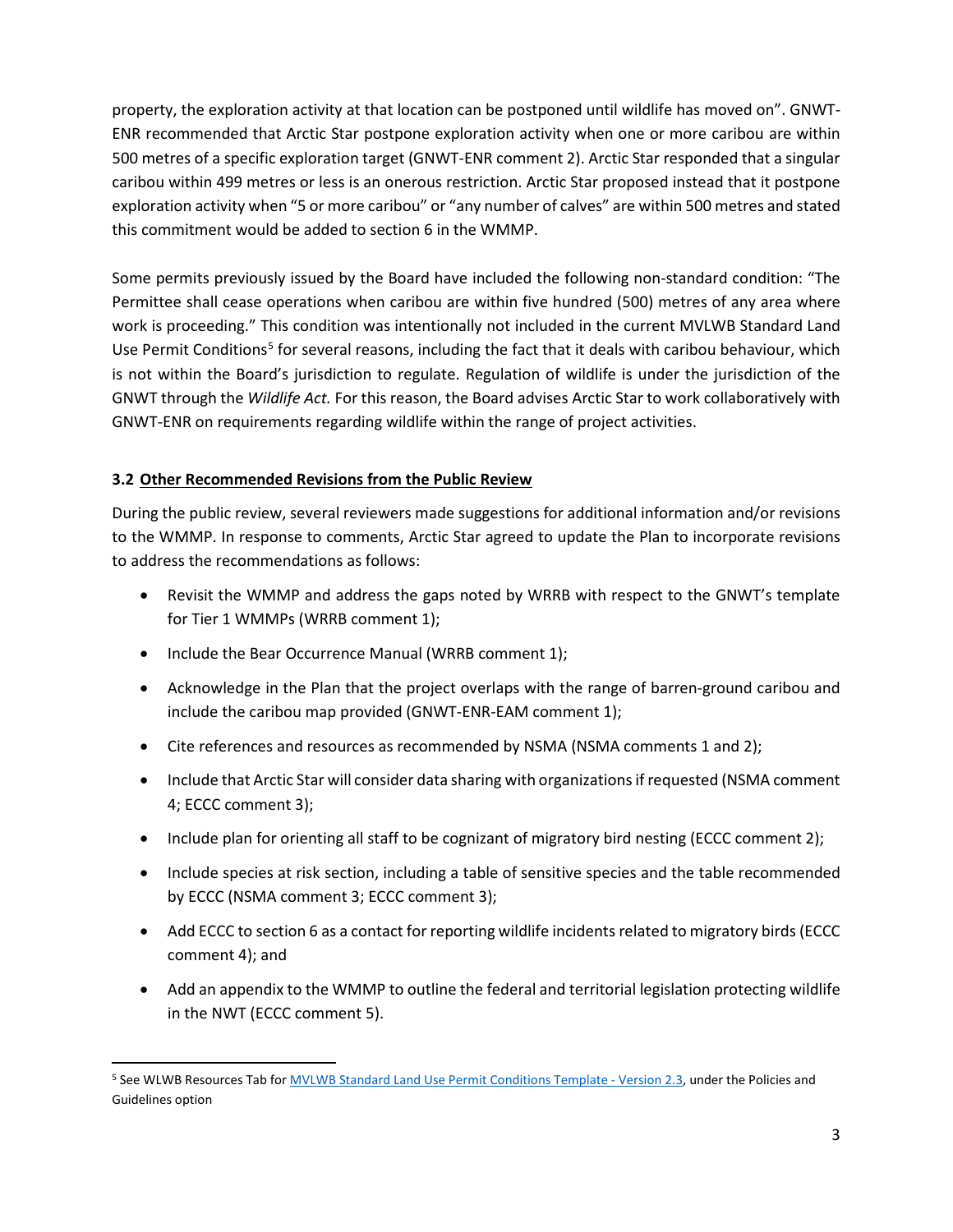property, the exploration activity at that location can be postponed until wildlife has moved on". GNWT-ENR recommended that Arctic Star postpone exploration activity when one or more caribou are within 500 metres of a specific exploration target (GNWT-ENR comment 2). Arctic Star responded that a singular caribou within 499 metres or less is an onerous restriction. Arctic Star proposed instead that it postpone exploration activity when "5 or more caribou" or "any number of calves" are within 500 metres and stated this commitment would be added to section 6 in the WMMP.

Some permits previously issued by the Board have included the following non-standard condition: "The Permittee shall cease operations when caribou are within five hundred (500) metres of any area where work is proceeding." This condition was intentionally not included in the current MVLWB Standard Land Use Permit Conditions[5] for several reasons, including the fact that it deals with caribou behaviour, which is not within the Board's jurisdiction to regulate. Regulation of wildlife is under the jurisdiction of the GNWT through the *Wildlife Act.* For this reason, the Board advises Arctic Star to work collaboratively with GNWT-ENR on requirements regarding wildlife within the range of project activities.

### 3.2 Other Recommended Revisions from the Public Review

During the public review, several reviewers made suggestions for additional information and/or revisions to the WMMP. In response to comments, Arctic Star agreed to update the Plan to incorporate revisions to address the recommendations as follows:

- Revisit the WMMP and address the gaps noted by WRRB with respect to the GNWT's template for Tier 1 WMMPs (WRRB comment 1);
- Include the Bear Occurrence Manual (WRRB comment 1);
- Acknowledge in the Plan that the project overlaps with the range of barren-ground caribou and include the caribou map provided (GNWT-ENR-EAM comment 1);
- Cite references and resources as recommended by NSMA (NSMA comments 1 and 2);
- Include that Arctic Star will consider data sharing with organizations if requested (NSMA comment 4; ECCC comment 3);
- Include plan for orienting all staff to be cognizant of migratory bird nesting (ECCC comment 2);
- Include species at risk section, including a table of sensitive species and the table recommended by ECCC (NSMA comment 3; ECCC comment 3);
- Add ECCC to section 6 as a contact for reporting wildlife incidents related to migratory birds (ECCC comment 4); and
- Add an appendix to the WMMP to outline the federal and territorial legislation protecting wildlife in the NWT (ECCC comment 5).

[5] See WLWB Resources Tab for MVLWB Standard Land Use Permit Conditions Template - Version 2.3, under the Policies and Guidelines option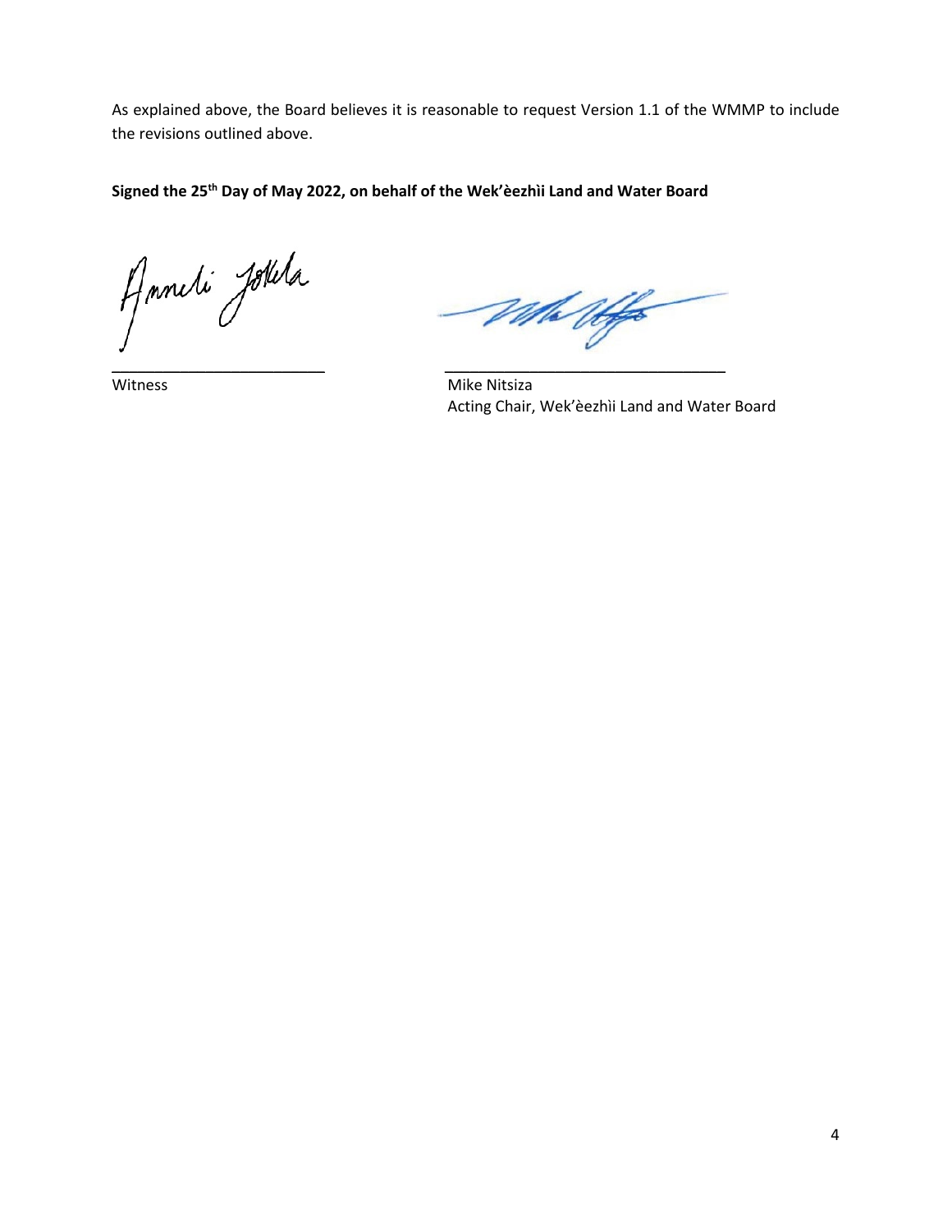As explained above, the Board believes it is reasonable to request Version 1.1 of the WMMP to include the revisions outlined above.

**Signed the 25th Day of May 2022, on behalf of the Wek'èezhìi Land and Water Board**

\_\_\_\_\_\_\_\_\_\_\_\_\_\_\_\_\_\_\_\_\_\_\_\_\_\_\_\_
Witness

\_\_\_\_\_\_\_\_\_\_\_\_\_\_\_\_\_\_\_\_\_\_\_\_\_\_\_\_
Mike Nitsiza
Acting Chair, Wek'èezhìi Land and Water Board